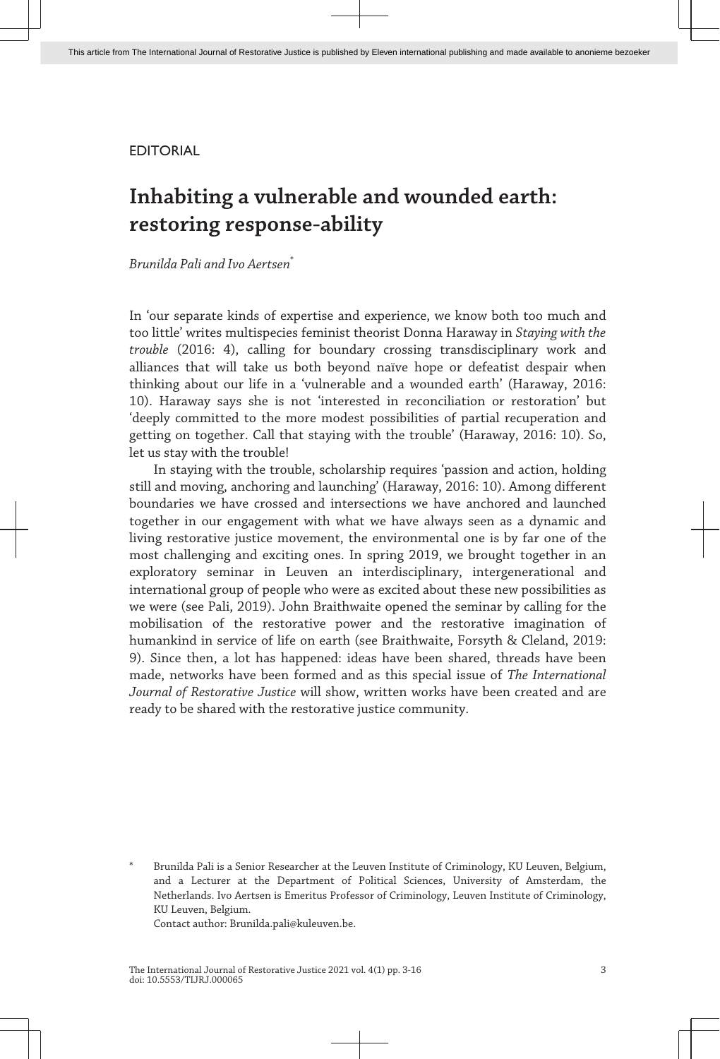EDITORIAL

# Inhabiting a vulnerable and wounded earth: restoring response-ability

*Brunilda Pali and Ivo Aertsen*[*]

In 'our separate kinds of expertise and experience, we know both too much and too little' writes multispecies feminist theorist Donna Haraway in *Staying with the trouble* (2016: 4), calling for boundary crossing transdisciplinary work and alliances that will take us both beyond naïve hope or defeatist despair when thinking about our life in a 'vulnerable and a wounded earth' (Haraway, 2016: 10). Haraway says she is not 'interested in reconciliation or restoration' but 'deeply committed to the more modest possibilities of partial recuperation and getting on together. Call that staying with the trouble' (Haraway, 2016: 10). So, let us stay with the trouble!

In staying with the trouble, scholarship requires 'passion and action, holding still and moving, anchoring and launching' (Haraway, 2016: 10). Among different boundaries we have crossed and intersections we have anchored and launched together in our engagement with what we have always seen as a dynamic and living restorative justice movement, the environmental one is by far one of the most challenging and exciting ones. In spring 2019, we brought together in an exploratory seminar in Leuven an interdisciplinary, intergenerational and international group of people who were as excited about these new possibilities as we were (see Pali, 2019). John Braithwaite opened the seminar by calling for the mobilisation of the restorative power and the restorative imagination of humankind in service of life on earth (see Braithwaite, Forsyth & Cleland, 2019: 9). Since then, a lot has happened: ideas have been shared, threads have been made, networks have been formed and as this special issue of *The International Journal of Restorative Justice* will show, written works have been created and are ready to be shared with the restorative justice community.

[*] Brunilda Pali is a Senior Researcher at the Leuven Institute of Criminology, KU Leuven, Belgium, and a Lecturer at the Department of Political Sciences, University of Amsterdam, the Netherlands. Ivo Aertsen is Emeritus Professor of Criminology, Leuven Institute of Criminology, KU Leuven, Belgium.
Contact author: Brunilda.pali@kuleuven.be.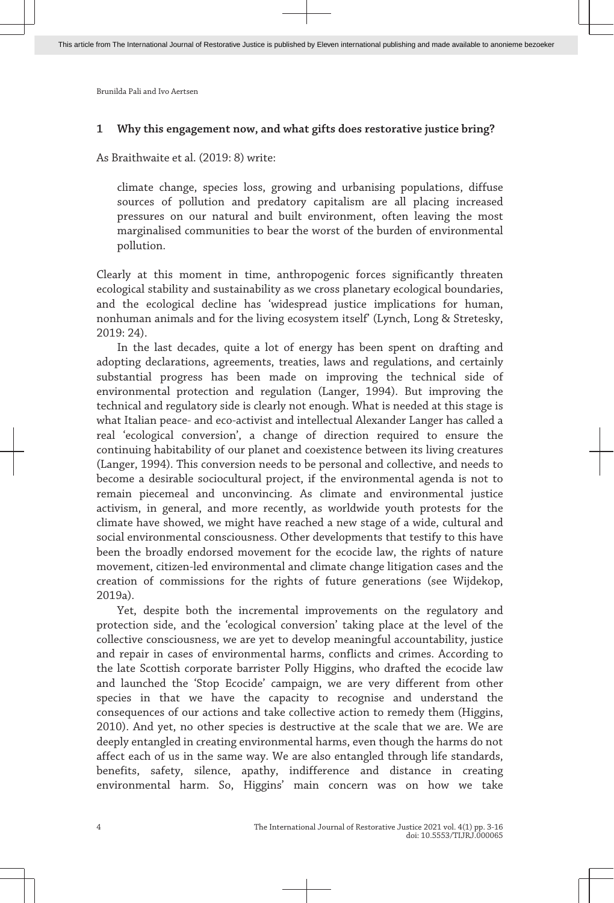## 1 Why this engagement now, and what gifts does restorative justice bring?

As Braithwaite et al. (2019: 8) write:

> climate change, species loss, growing and urbanising populations, diffuse sources of pollution and predatory capitalism are all placing increased pressures on our natural and built environment, often leaving the most marginalised communities to bear the worst of the burden of environmental pollution.

Clearly at this moment in time, anthropogenic forces significantly threaten ecological stability and sustainability as we cross planetary ecological boundaries, and the ecological decline has 'widespread justice implications for human, nonhuman animals and for the living ecosystem itself' (Lynch, Long & Stretesky, 2019: 24).

In the last decades, quite a lot of energy has been spent on drafting and adopting declarations, agreements, treaties, laws and regulations, and certainly substantial progress has been made on improving the technical side of environmental protection and regulation (Langer, 1994). But improving the technical and regulatory side is clearly not enough. What is needed at this stage is what Italian peace- and eco-activist and intellectual Alexander Langer has called a real 'ecological conversion', a change of direction required to ensure the continuing habitability of our planet and coexistence between its living creatures (Langer, 1994). This conversion needs to be personal and collective, and needs to become a desirable sociocultural project, if the environmental agenda is not to remain piecemeal and unconvincing. As climate and environmental justice activism, in general, and more recently, as worldwide youth protests for the climate have showed, we might have reached a new stage of a wide, cultural and social environmental consciousness. Other developments that testify to this have been the broadly endorsed movement for the ecocide law, the rights of nature movement, citizen-led environmental and climate change litigation cases and the creation of commissions for the rights of future generations (see Wijdekop, 2019a).

Yet, despite both the incremental improvements on the regulatory and protection side, and the 'ecological conversion' taking place at the level of the collective consciousness, we are yet to develop meaningful accountability, justice and repair in cases of environmental harms, conflicts and crimes. According to the late Scottish corporate barrister Polly Higgins, who drafted the ecocide law and launched the 'Stop Ecocide' campaign, we are very different from other species in that we have the capacity to recognise and understand the consequences of our actions and take collective action to remedy them (Higgins, 2010). And yet, no other species is destructive at the scale that we are. We are deeply entangled in creating environmental harms, even though the harms do not affect each of us in the same way. We are also entangled through life standards, benefits, safety, silence, apathy, indifference and distance in creating environmental harm. So, Higgins' main concern was on how we take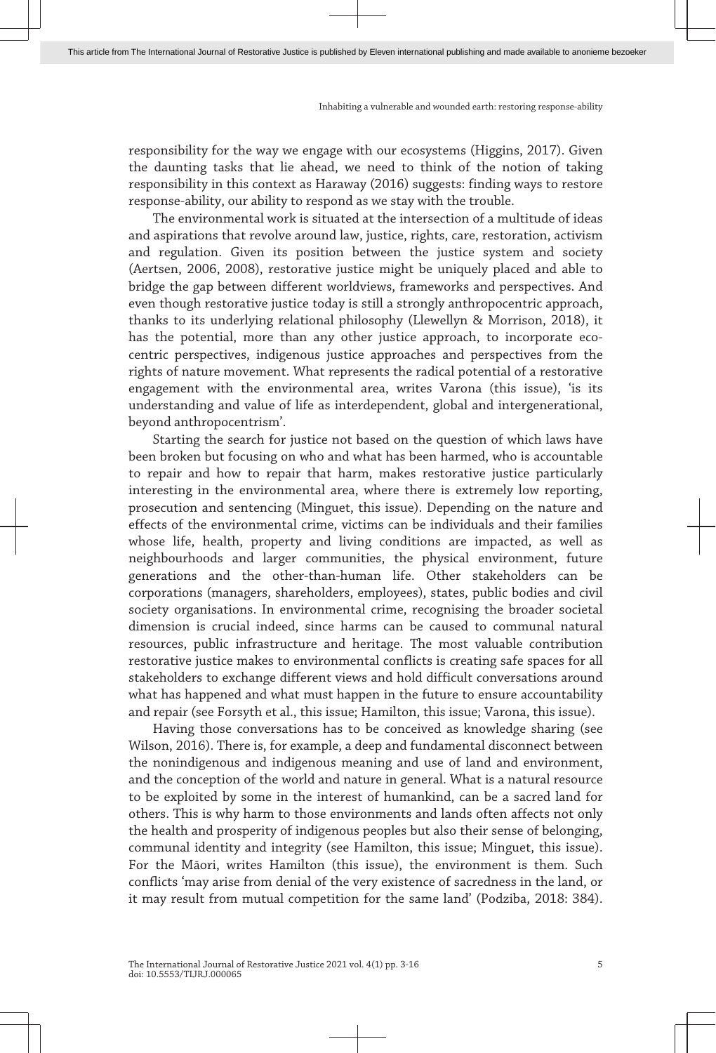responsibility for the way we engage with our ecosystems (Higgins, 2017). Given the daunting tasks that lie ahead, we need to think of the notion of taking responsibility in this context as Haraway (2016) suggests: finding ways to restore response-ability, our ability to respond as we stay with the trouble.

The environmental work is situated at the intersection of a multitude of ideas and aspirations that revolve around law, justice, rights, care, restoration, activism and regulation. Given its position between the justice system and society (Aertsen, 2006, 2008), restorative justice might be uniquely placed and able to bridge the gap between different worldviews, frameworks and perspectives. And even though restorative justice today is still a strongly anthropocentric approach, thanks to its underlying relational philosophy (Llewellyn & Morrison, 2018), it has the potential, more than any other justice approach, to incorporate eco-centric perspectives, indigenous justice approaches and perspectives from the rights of nature movement. What represents the radical potential of a restorative engagement with the environmental area, writes Varona (this issue), 'is its understanding and value of life as interdependent, global and intergenerational, beyond anthropocentrism'.

Starting the search for justice not based on the question of which laws have been broken but focusing on who and what has been harmed, who is accountable to repair and how to repair that harm, makes restorative justice particularly interesting in the environmental area, where there is extremely low reporting, prosecution and sentencing (Minguet, this issue). Depending on the nature and effects of the environmental crime, victims can be individuals and their families whose life, health, property and living conditions are impacted, as well as neighbourhoods and larger communities, the physical environment, future generations and the other-than-human life. Other stakeholders can be corporations (managers, shareholders, employees), states, public bodies and civil society organisations. In environmental crime, recognising the broader societal dimension is crucial indeed, since harms can be caused to communal natural resources, public infrastructure and heritage. The most valuable contribution restorative justice makes to environmental conflicts is creating safe spaces for all stakeholders to exchange different views and hold difficult conversations around what has happened and what must happen in the future to ensure accountability and repair (see Forsyth et al., this issue; Hamilton, this issue; Varona, this issue).

Having those conversations has to be conceived as knowledge sharing (see Wilson, 2016). There is, for example, a deep and fundamental disconnect between the nonindigenous and indigenous meaning and use of land and environment, and the conception of the world and nature in general. What is a natural resource to be exploited by some in the interest of humankind, can be a sacred land for others. This is why harm to those environments and lands often affects not only the health and prosperity of indigenous peoples but also their sense of belonging, communal identity and integrity (see Hamilton, this issue; Minguet, this issue). For the Māori, writes Hamilton (this issue), the environment is them. Such conflicts 'may arise from denial of the very existence of sacredness in the land, or it may result from mutual competition for the same land' (Podziba, 2018: 384).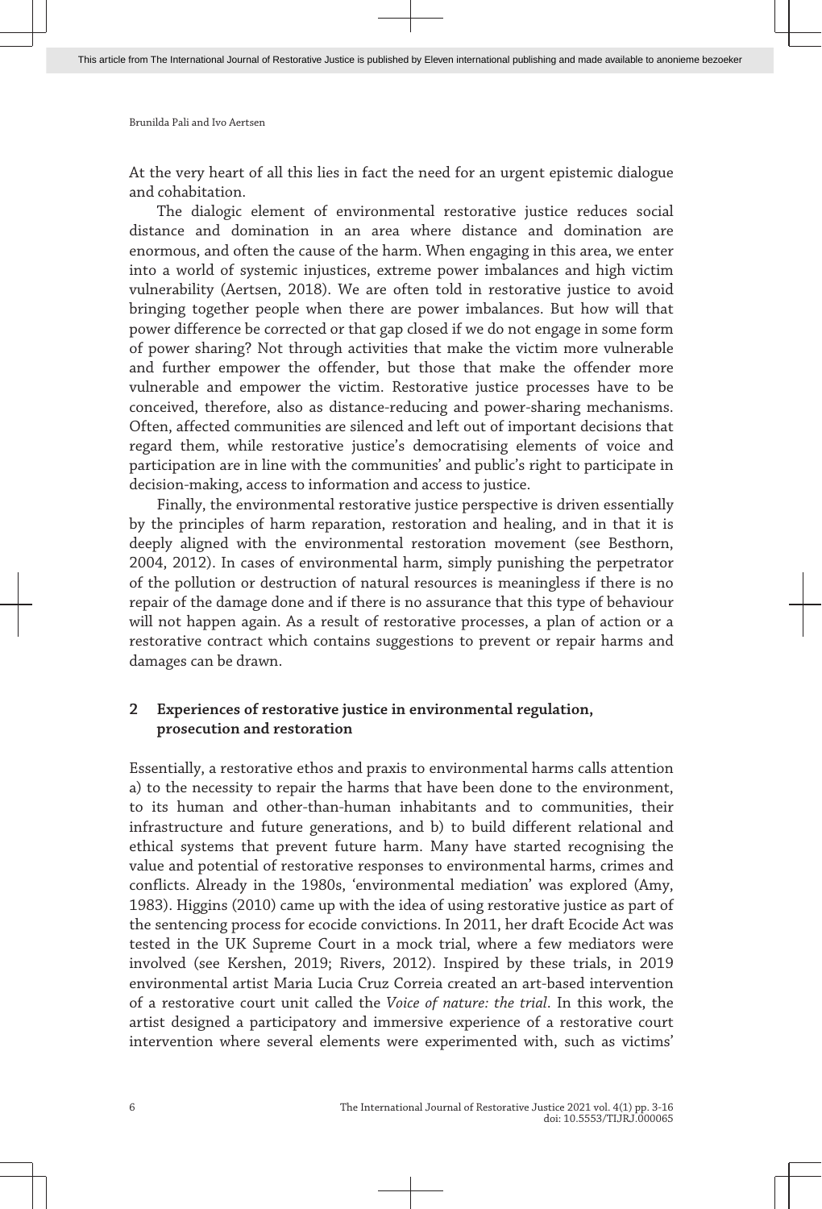At the very heart of all this lies in fact the need for an urgent epistemic dialogue and cohabitation.

The dialogic element of environmental restorative justice reduces social distance and domination in an area where distance and domination are enormous, and often the cause of the harm. When engaging in this area, we enter into a world of systemic injustices, extreme power imbalances and high victim vulnerability (Aertsen, 2018). We are often told in restorative justice to avoid bringing together people when there are power imbalances. But how will that power difference be corrected or that gap closed if we do not engage in some form of power sharing? Not through activities that make the victim more vulnerable and further empower the offender, but those that make the offender more vulnerable and empower the victim. Restorative justice processes have to be conceived, therefore, also as distance-reducing and power-sharing mechanisms. Often, affected communities are silenced and left out of important decisions that regard them, while restorative justice's democratising elements of voice and participation are in line with the communities' and public's right to participate in decision-making, access to information and access to justice.

Finally, the environmental restorative justice perspective is driven essentially by the principles of harm reparation, restoration and healing, and in that it is deeply aligned with the environmental restoration movement (see Besthorn, 2004, 2012). In cases of environmental harm, simply punishing the perpetrator of the pollution or destruction of natural resources is meaningless if there is no repair of the damage done and if there is no assurance that this type of behaviour will not happen again. As a result of restorative processes, a plan of action or a restorative contract which contains suggestions to prevent or repair harms and damages can be drawn.

## 2 Experiences of restorative justice in environmental regulation, prosecution and restoration

Essentially, a restorative ethos and praxis to environmental harms calls attention a) to the necessity to repair the harms that have been done to the environment, to its human and other-than-human inhabitants and to communities, their infrastructure and future generations, and b) to build different relational and ethical systems that prevent future harm. Many have started recognising the value and potential of restorative responses to environmental harms, crimes and conflicts. Already in the 1980s, 'environmental mediation' was explored (Amy, 1983). Higgins (2010) came up with the idea of using restorative justice as part of the sentencing process for ecocide convictions. In 2011, her draft Ecocide Act was tested in the UK Supreme Court in a mock trial, where a few mediators were involved (see Kershen, 2019; Rivers, 2012). Inspired by these trials, in 2019 environmental artist Maria Lucia Cruz Correia created an art-based intervention of a restorative court unit called the *Voice of nature: the trial*. In this work, the artist designed a participatory and immersive experience of a restorative court intervention where several elements were experimented with, such as victims'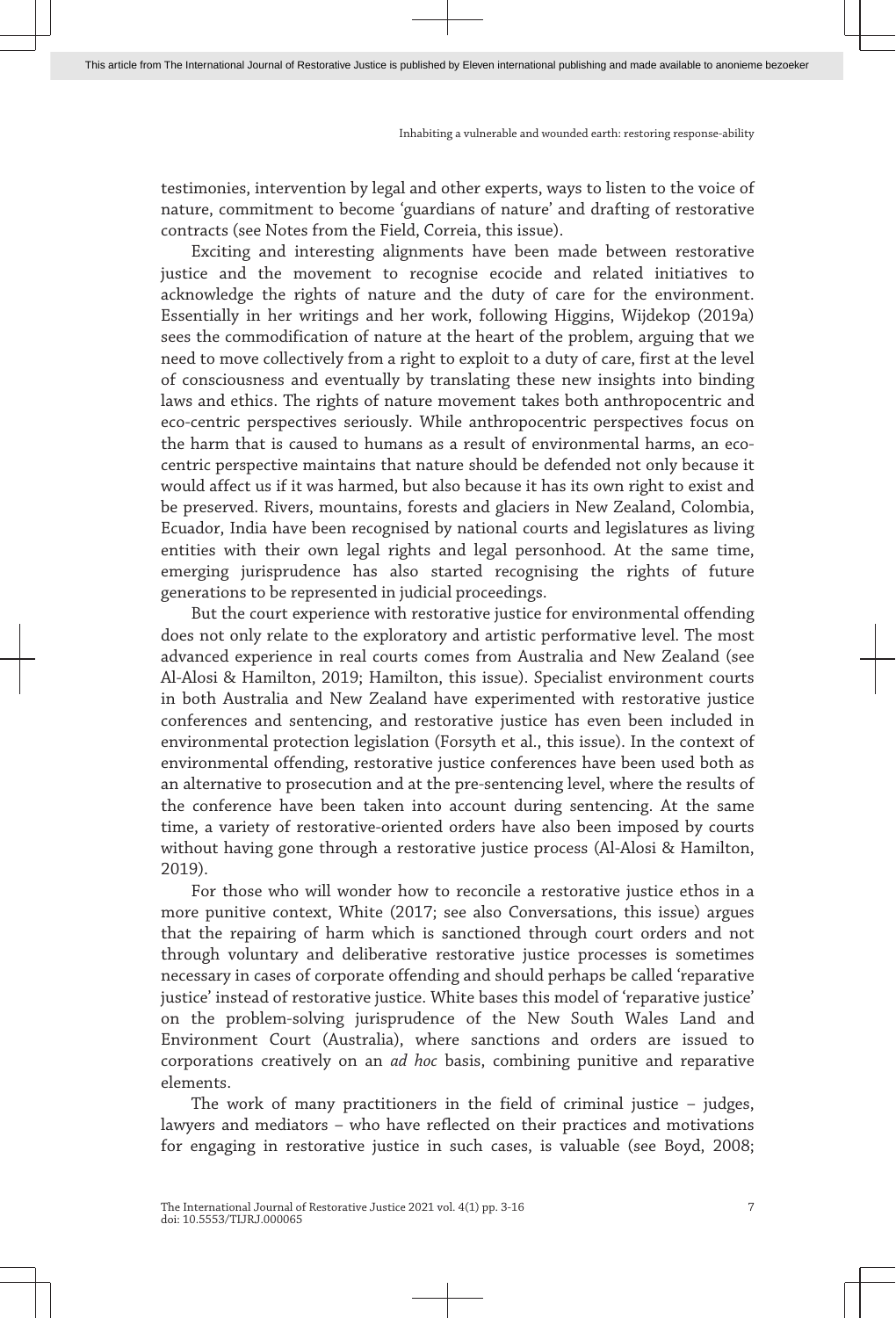testimonies, intervention by legal and other experts, ways to listen to the voice of nature, commitment to become 'guardians of nature' and drafting of restorative contracts (see Notes from the Field, Correia, this issue).

Exciting and interesting alignments have been made between restorative justice and the movement to recognise ecocide and related initiatives to acknowledge the rights of nature and the duty of care for the environment. Essentially in her writings and her work, following Higgins, Wijdekop (2019a) sees the commodification of nature at the heart of the problem, arguing that we need to move collectively from a right to exploit to a duty of care, first at the level of consciousness and eventually by translating these new insights into binding laws and ethics. The rights of nature movement takes both anthropocentric and eco-centric perspectives seriously. While anthropocentric perspectives focus on the harm that is caused to humans as a result of environmental harms, an eco-centric perspective maintains that nature should be defended not only because it would affect us if it was harmed, but also because it has its own right to exist and be preserved. Rivers, mountains, forests and glaciers in New Zealand, Colombia, Ecuador, India have been recognised by national courts and legislatures as living entities with their own legal rights and legal personhood. At the same time, emerging jurisprudence has also started recognising the rights of future generations to be represented in judicial proceedings.

But the court experience with restorative justice for environmental offending does not only relate to the exploratory and artistic performative level. The most advanced experience in real courts comes from Australia and New Zealand (see Al-Alosi & Hamilton, 2019; Hamilton, this issue). Specialist environment courts in both Australia and New Zealand have experimented with restorative justice conferences and sentencing, and restorative justice has even been included in environmental protection legislation (Forsyth et al., this issue). In the context of environmental offending, restorative justice conferences have been used both as an alternative to prosecution and at the pre-sentencing level, where the results of the conference have been taken into account during sentencing. At the same time, a variety of restorative-oriented orders have also been imposed by courts without having gone through a restorative justice process (Al-Alosi & Hamilton, 2019).

For those who will wonder how to reconcile a restorative justice ethos in a more punitive context, White (2017; see also Conversations, this issue) argues that the repairing of harm which is sanctioned through court orders and not through voluntary and deliberative restorative justice processes is sometimes necessary in cases of corporate offending and should perhaps be called 'reparative justice' instead of restorative justice. White bases this model of 'reparative justice' on the problem-solving jurisprudence of the New South Wales Land and Environment Court (Australia), where sanctions and orders are issued to corporations creatively on an *ad hoc* basis, combining punitive and reparative elements.

The work of many practitioners in the field of criminal justice – judges, lawyers and mediators – who have reflected on their practices and motivations for engaging in restorative justice in such cases, is valuable (see Boyd, 2008;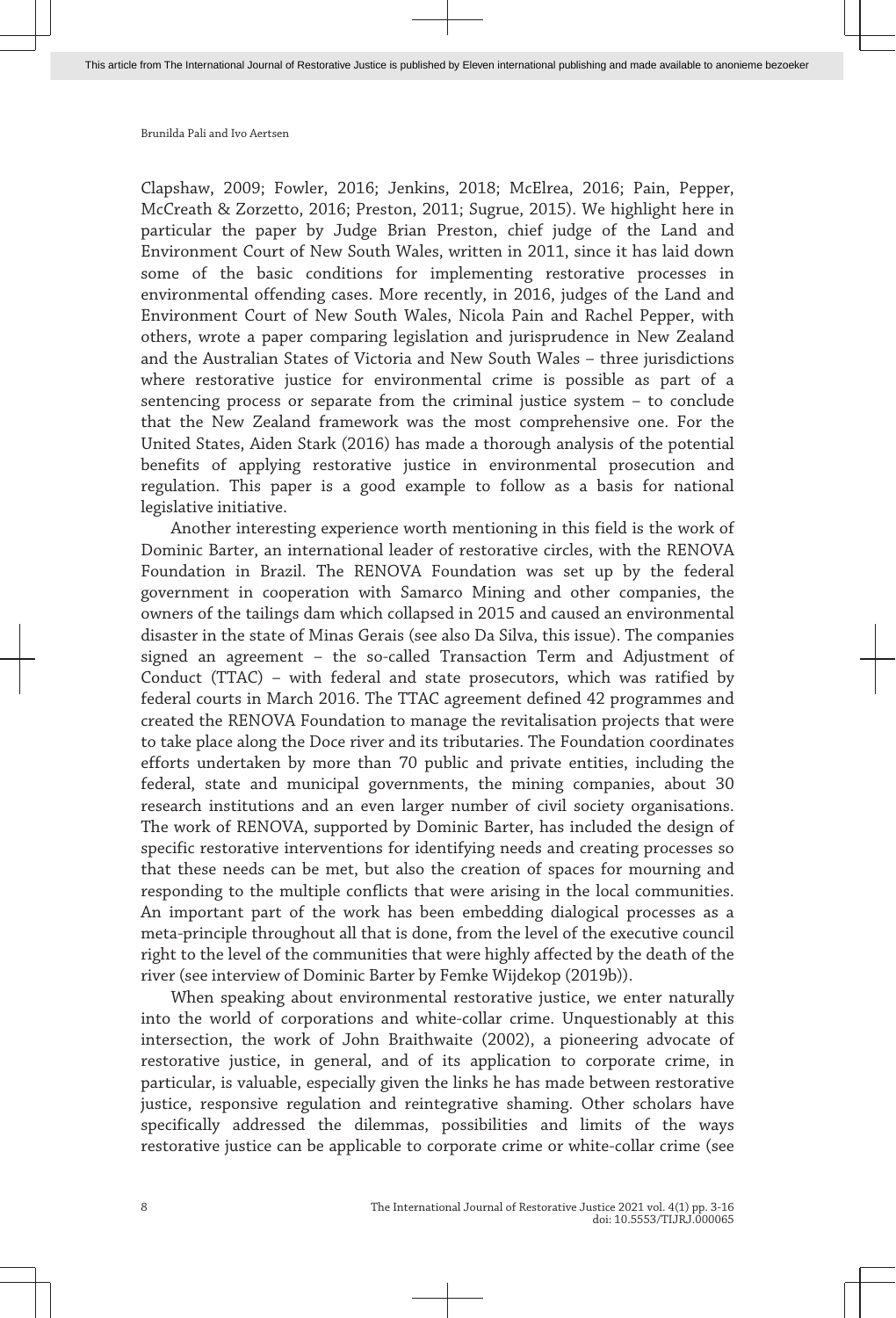Clapshaw, 2009; Fowler, 2016; Jenkins, 2018; McElrea, 2016; Pain, Pepper, McCreath & Zorzetto, 2016; Preston, 2011; Sugrue, 2015). We highlight here in particular the paper by Judge Brian Preston, chief judge of the Land and Environment Court of New South Wales, written in 2011, since it has laid down some of the basic conditions for implementing restorative processes in environmental offending cases. More recently, in 2016, judges of the Land and Environment Court of New South Wales, Nicola Pain and Rachel Pepper, with others, wrote a paper comparing legislation and jurisprudence in New Zealand and the Australian States of Victoria and New South Wales – three jurisdictions where restorative justice for environmental crime is possible as part of a sentencing process or separate from the criminal justice system – to conclude that the New Zealand framework was the most comprehensive one. For the United States, Aiden Stark (2016) has made a thorough analysis of the potential benefits of applying restorative justice in environmental prosecution and regulation. This paper is a good example to follow as a basis for national legislative initiative.

Another interesting experience worth mentioning in this field is the work of Dominic Barter, an international leader of restorative circles, with the RENOVA Foundation in Brazil. The RENOVA Foundation was set up by the federal government in cooperation with Samarco Mining and other companies, the owners of the tailings dam which collapsed in 2015 and caused an environmental disaster in the state of Minas Gerais (see also Da Silva, this issue). The companies signed an agreement – the so-called Transaction Term and Adjustment of Conduct (TTAC) – with federal and state prosecutors, which was ratified by federal courts in March 2016. The TTAC agreement defined 42 programmes and created the RENOVA Foundation to manage the revitalisation projects that were to take place along the Doce river and its tributaries. The Foundation coordinates efforts undertaken by more than 70 public and private entities, including the federal, state and municipal governments, the mining companies, about 30 research institutions and an even larger number of civil society organisations. The work of RENOVA, supported by Dominic Barter, has included the design of specific restorative interventions for identifying needs and creating processes so that these needs can be met, but also the creation of spaces for mourning and responding to the multiple conflicts that were arising in the local communities. An important part of the work has been embedding dialogical processes as a meta-principle throughout all that is done, from the level of the executive council right to the level of the communities that were highly affected by the death of the river (see interview of Dominic Barter by Femke Wijdekop (2019b)).

When speaking about environmental restorative justice, we enter naturally into the world of corporations and white-collar crime. Unquestionably at this intersection, the work of John Braithwaite (2002), a pioneering advocate of restorative justice, in general, and of its application to corporate crime, in particular, is valuable, especially given the links he has made between restorative justice, responsive regulation and reintegrative shaming. Other scholars have specifically addressed the dilemmas, possibilities and limits of the ways restorative justice can be applicable to corporate crime or white-collar crime (see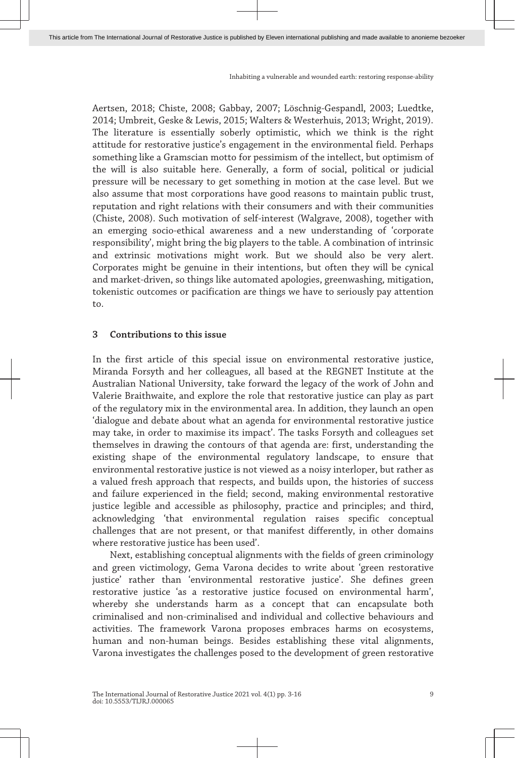Aertsen, 2018; Chiste, 2008; Gabbay, 2007; Löschnig-Gespandl, 2003; Luedtke, 2014; Umbreit, Geske & Lewis, 2015; Walters & Westerhuis, 2013; Wright, 2019). The literature is essentially soberly optimistic, which we think is the right attitude for restorative justice's engagement in the environmental field. Perhaps something like a Gramscian motto for pessimism of the intellect, but optimism of the will is also suitable here. Generally, a form of social, political or judicial pressure will be necessary to get something in motion at the case level. But we also assume that most corporations have good reasons to maintain public trust, reputation and right relations with their consumers and with their communities (Chiste, 2008). Such motivation of self-interest (Walgrave, 2008), together with an emerging socio-ethical awareness and a new understanding of 'corporate responsibility', might bring the big players to the table. A combination of intrinsic and extrinsic motivations might work. But we should also be very alert. Corporates might be genuine in their intentions, but often they will be cynical and market-driven, so things like automated apologies, greenwashing, mitigation, tokenistic outcomes or pacification are things we have to seriously pay attention to.

## 3 Contributions to this issue

In the first article of this special issue on environmental restorative justice, Miranda Forsyth and her colleagues, all based at the REGNET Institute at the Australian National University, take forward the legacy of the work of John and Valerie Braithwaite, and explore the role that restorative justice can play as part of the regulatory mix in the environmental area. In addition, they launch an open 'dialogue and debate about what an agenda for environmental restorative justice may take, in order to maximise its impact'. The tasks Forsyth and colleagues set themselves in drawing the contours of that agenda are: first, understanding the existing shape of the environmental regulatory landscape, to ensure that environmental restorative justice is not viewed as a noisy interloper, but rather as a valued fresh approach that respects, and builds upon, the histories of success and failure experienced in the field; second, making environmental restorative justice legible and accessible as philosophy, practice and principles; and third, acknowledging 'that environmental regulation raises specific conceptual challenges that are not present, or that manifest differently, in other domains where restorative justice has been used'.

Next, establishing conceptual alignments with the fields of green criminology and green victimology, Gema Varona decides to write about 'green restorative justice' rather than 'environmental restorative justice'. She defines green restorative justice 'as a restorative justice focused on environmental harm', whereby she understands harm as a concept that can encapsulate both criminalised and non-criminalised and individual and collective behaviours and activities. The framework Varona proposes embraces harms on ecosystems, human and non-human beings. Besides establishing these vital alignments, Varona investigates the challenges posed to the development of green restorative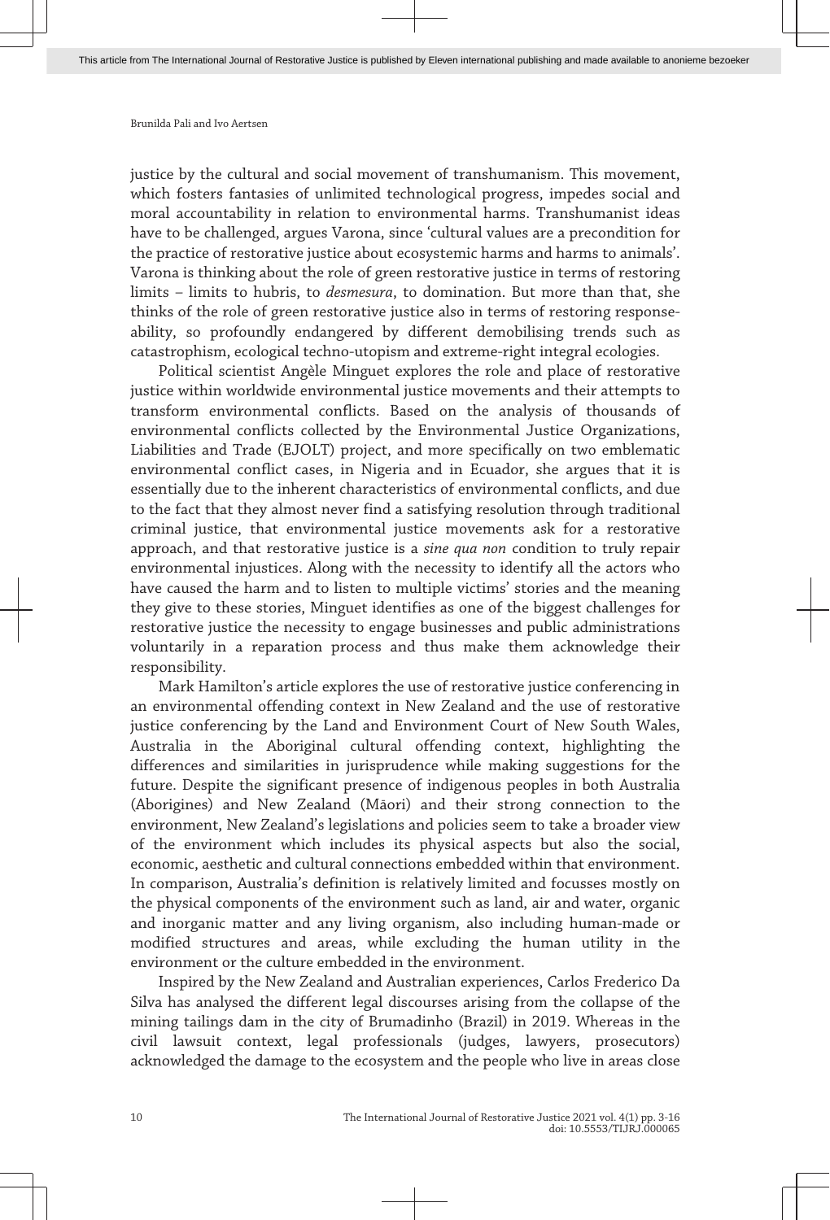justice by the cultural and social movement of transhumanism. This movement, which fosters fantasies of unlimited technological progress, impedes social and moral accountability in relation to environmental harms. Transhumanist ideas have to be challenged, argues Varona, since 'cultural values are a precondition for the practice of restorative justice about ecosystemic harms and harms to animals'. Varona is thinking about the role of green restorative justice in terms of restoring limits – limits to hubris, to *desmesura*, to domination. But more than that, she thinks of the role of green restorative justice also in terms of restoring response-ability, so profoundly endangered by different demobilising trends such as catastrophism, ecological techno-utopism and extreme-right integral ecologies.

Political scientist Angèle Minguet explores the role and place of restorative justice within worldwide environmental justice movements and their attempts to transform environmental conflicts. Based on the analysis of thousands of environmental conflicts collected by the Environmental Justice Organizations, Liabilities and Trade (EJOLT) project, and more specifically on two emblematic environmental conflict cases, in Nigeria and in Ecuador, she argues that it is essentially due to the inherent characteristics of environmental conflicts, and due to the fact that they almost never find a satisfying resolution through traditional criminal justice, that environmental justice movements ask for a restorative approach, and that restorative justice is a *sine qua non* condition to truly repair environmental injustices. Along with the necessity to identify all the actors who have caused the harm and to listen to multiple victims' stories and the meaning they give to these stories, Minguet identifies as one of the biggest challenges for restorative justice the necessity to engage businesses and public administrations voluntarily in a reparation process and thus make them acknowledge their responsibility.

Mark Hamilton's article explores the use of restorative justice conferencing in an environmental offending context in New Zealand and the use of restorative justice conferencing by the Land and Environment Court of New South Wales, Australia in the Aboriginal cultural offending context, highlighting the differences and similarities in jurisprudence while making suggestions for the future. Despite the significant presence of indigenous peoples in both Australia (Aborigines) and New Zealand (Māori) and their strong connection to the environment, New Zealand's legislations and policies seem to take a broader view of the environment which includes its physical aspects but also the social, economic, aesthetic and cultural connections embedded within that environment. In comparison, Australia's definition is relatively limited and focusses mostly on the physical components of the environment such as land, air and water, organic and inorganic matter and any living organism, also including human-made or modified structures and areas, while excluding the human utility in the environment or the culture embedded in the environment.

Inspired by the New Zealand and Australian experiences, Carlos Frederico Da Silva has analysed the different legal discourses arising from the collapse of the mining tailings dam in the city of Brumadinho (Brazil) in 2019. Whereas in the civil lawsuit context, legal professionals (judges, lawyers, prosecutors) acknowledged the damage to the ecosystem and the people who live in areas close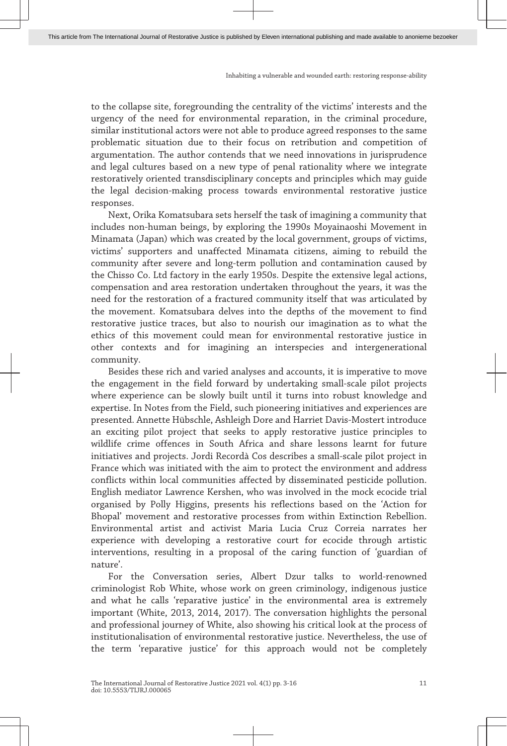to the collapse site, foregrounding the centrality of the victims' interests and the urgency of the need for environmental reparation, in the criminal procedure, similar institutional actors were not able to produce agreed responses to the same problematic situation due to their focus on retribution and competition of argumentation. The author contends that we need innovations in jurisprudence and legal cultures based on a new type of penal rationality where we integrate restoratively oriented transdisciplinary concepts and principles which may guide the legal decision-making process towards environmental restorative justice responses.

Next, Orika Komatsubara sets herself the task of imagining a community that includes non-human beings, by exploring the 1990s Moyainaoshi Movement in Minamata (Japan) which was created by the local government, groups of victims, victims' supporters and unaffected Minamata citizens, aiming to rebuild the community after severe and long-term pollution and contamination caused by the Chisso Co. Ltd factory in the early 1950s. Despite the extensive legal actions, compensation and area restoration undertaken throughout the years, it was the need for the restoration of a fractured community itself that was articulated by the movement. Komatsubara delves into the depths of the movement to find restorative justice traces, but also to nourish our imagination as to what the ethics of this movement could mean for environmental restorative justice in other contexts and for imagining an interspecies and intergenerational community.

Besides these rich and varied analyses and accounts, it is imperative to move the engagement in the field forward by undertaking small-scale pilot projects where experience can be slowly built until it turns into robust knowledge and expertise. In Notes from the Field, such pioneering initiatives and experiences are presented. Annette Hübschle, Ashleigh Dore and Harriet Davis-Mostert introduce an exciting pilot project that seeks to apply restorative justice principles to wildlife crime offences in South Africa and share lessons learnt for future initiatives and projects. Jordi Recordà Cos describes a small-scale pilot project in France which was initiated with the aim to protect the environment and address conflicts within local communities affected by disseminated pesticide pollution. English mediator Lawrence Kershen, who was involved in the mock ecocide trial organised by Polly Higgins, presents his reflections based on the 'Action for Bhopal' movement and restorative processes from within Extinction Rebellion. Environmental artist and activist Maria Lucia Cruz Correia narrates her experience with developing a restorative court for ecocide through artistic interventions, resulting in a proposal of the caring function of 'guardian of nature'.

For the Conversation series, Albert Dzur talks to world-renowned criminologist Rob White, whose work on green criminology, indigenous justice and what he calls 'reparative justice' in the environmental area is extremely important (White, 2013, 2014, 2017). The conversation highlights the personal and professional journey of White, also showing his critical look at the process of institutionalisation of environmental restorative justice. Nevertheless, the use of the term 'reparative justice' for this approach would not be completely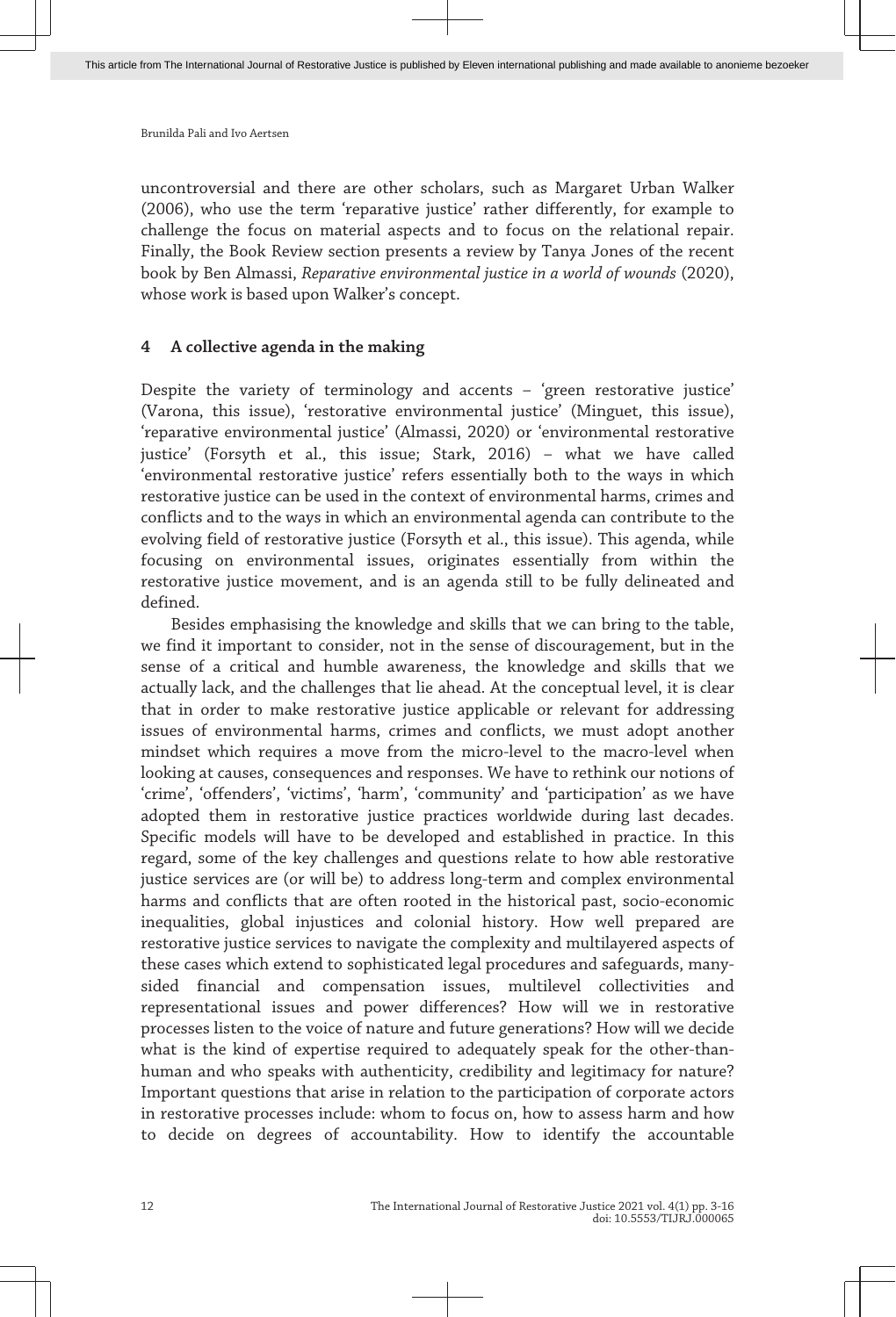uncontroversial and there are other scholars, such as Margaret Urban Walker (2006), who use the term 'reparative justice' rather differently, for example to challenge the focus on material aspects and to focus on the relational repair. Finally, the Book Review section presents a review by Tanya Jones of the recent book by Ben Almassi, *Reparative environmental justice in a world of wounds* (2020), whose work is based upon Walker's concept.

## 4 A collective agenda in the making

Despite the variety of terminology and accents – 'green restorative justice' (Varona, this issue), 'restorative environmental justice' (Minguet, this issue), 'reparative environmental justice' (Almassi, 2020) or 'environmental restorative justice' (Forsyth et al., this issue; Stark, 2016) – what we have called 'environmental restorative justice' refers essentially both to the ways in which restorative justice can be used in the context of environmental harms, crimes and conflicts and to the ways in which an environmental agenda can contribute to the evolving field of restorative justice (Forsyth et al., this issue). This agenda, while focusing on environmental issues, originates essentially from within the restorative justice movement, and is an agenda still to be fully delineated and defined.

Besides emphasising the knowledge and skills that we can bring to the table, we find it important to consider, not in the sense of discouragement, but in the sense of a critical and humble awareness, the knowledge and skills that we actually lack, and the challenges that lie ahead. At the conceptual level, it is clear that in order to make restorative justice applicable or relevant for addressing issues of environmental harms, crimes and conflicts, we must adopt another mindset which requires a move from the micro-level to the macro-level when looking at causes, consequences and responses. We have to rethink our notions of 'crime', 'offenders', 'victims', 'harm', 'community' and 'participation' as we have adopted them in restorative justice practices worldwide during last decades. Specific models will have to be developed and established in practice. In this regard, some of the key challenges and questions relate to how able restorative justice services are (or will be) to address long-term and complex environmental harms and conflicts that are often rooted in the historical past, socio-economic inequalities, global injustices and colonial history. How well prepared are restorative justice services to navigate the complexity and multilayered aspects of these cases which extend to sophisticated legal procedures and safeguards, many-sided financial and compensation issues, multilevel collectivities and representational issues and power differences? How will we in restorative processes listen to the voice of nature and future generations? How will we decide what is the kind of expertise required to adequately speak for the other-than-human and who speaks with authenticity, credibility and legitimacy for nature? Important questions that arise in relation to the participation of corporate actors in restorative processes include: whom to focus on, how to assess harm and how to decide on degrees of accountability. How to identify the accountable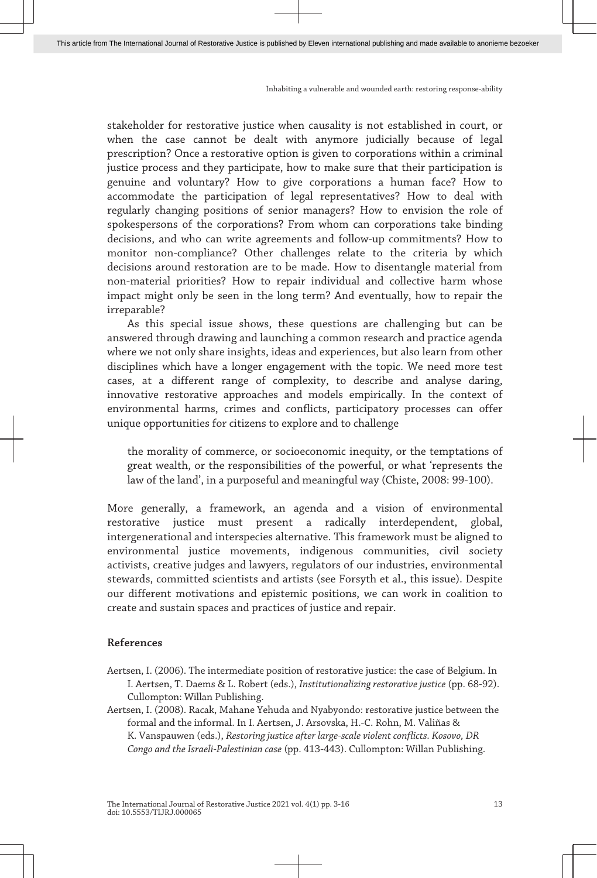stakeholder for restorative justice when causality is not established in court, or when the case cannot be dealt with anymore judicially because of legal prescription? Once a restorative option is given to corporations within a criminal justice process and they participate, how to make sure that their participation is genuine and voluntary? How to give corporations a human face? How to accommodate the participation of legal representatives? How to deal with regularly changing positions of senior managers? How to envision the role of spokespersons of the corporations? From whom can corporations take binding decisions, and who can write agreements and follow-up commitments? How to monitor non-compliance? Other challenges relate to the criteria by which decisions around restoration are to be made. How to disentangle material from non-material priorities? How to repair individual and collective harm whose impact might only be seen in the long term? And eventually, how to repair the irreparable?

As this special issue shows, these questions are challenging but can be answered through drawing and launching a common research and practice agenda where we not only share insights, ideas and experiences, but also learn from other disciplines which have a longer engagement with the topic. We need more test cases, at a different range of complexity, to describe and analyse daring, innovative restorative approaches and models empirically. In the context of environmental harms, crimes and conflicts, participatory processes can offer unique opportunities for citizens to explore and to challenge

> the morality of commerce, or socioeconomic inequity, or the temptations of great wealth, or the responsibilities of the powerful, or what 'represents the law of the land', in a purposeful and meaningful way (Chiste, 2008: 99-100).

More generally, a framework, an agenda and a vision of environmental restorative justice must present a radically interdependent, global, intergenerational and interspecies alternative. This framework must be aligned to environmental justice movements, indigenous communities, civil society activists, creative judges and lawyers, regulators of our industries, environmental stewards, committed scientists and artists (see Forsyth et al., this issue). Despite our different motivations and epistemic positions, we can work in coalition to create and sustain spaces and practices of justice and repair.

## References

Aertsen, I. (2006). The intermediate position of restorative justice: the case of Belgium. In I. Aertsen, T. Daems & L. Robert (eds.), *Institutionalizing restorative justice* (pp. 68-92). Cullompton: Willan Publishing.

Aertsen, I. (2008). Racak, Mahane Yehuda and Nyabyondo: restorative justice between the formal and the informal. In I. Aertsen, J. Arsovska, H.-C. Rohn, M. Valiñas & K. Vanspauwen (eds.), *Restoring justice after large-scale violent conflicts. Kosovo, DR Congo and the Israeli-Palestinian case* (pp. 413-443). Cullompton: Willan Publishing.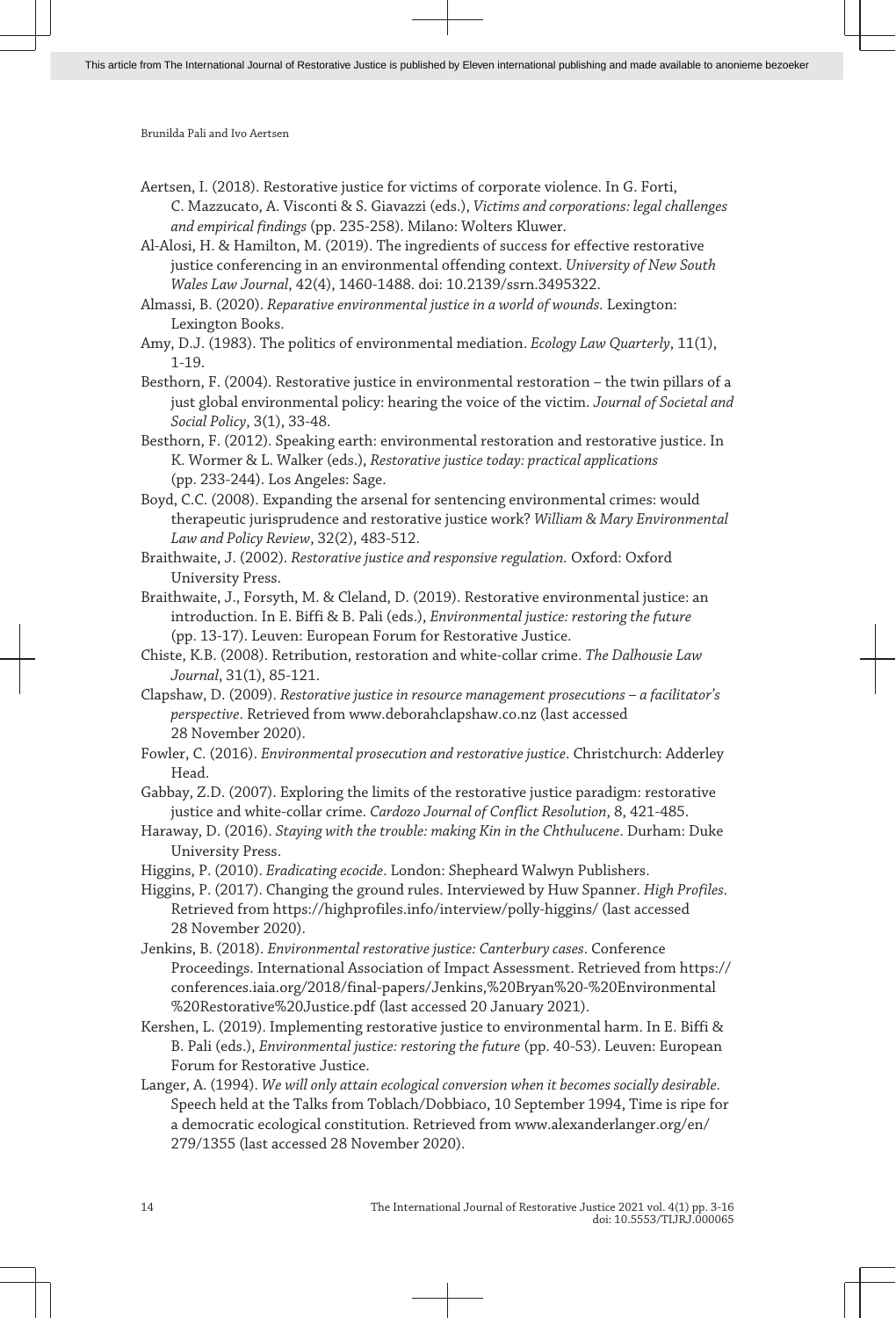Aertsen, I. (2018). Restorative justice for victims of corporate violence. In G. Forti, C. Mazzucato, A. Visconti & S. Giavazzi (eds.), *Victims and corporations: legal challenges and empirical findings* (pp. 235-258). Milano: Wolters Kluwer.

Al-Alosi, H. & Hamilton, M. (2019). The ingredients of success for effective restorative justice conferencing in an environmental offending context. *University of New South Wales Law Journal*, 42(4), 1460-1488. doi: 10.2139/ssrn.3495322.

Almassi, B. (2020). *Reparative environmental justice in a world of wounds*. Lexington: Lexington Books.

Amy, D.J. (1983). The politics of environmental mediation. *Ecology Law Quarterly*, 11(1), 1-19.

Besthorn, F. (2004). Restorative justice in environmental restoration – the twin pillars of a just global environmental policy: hearing the voice of the victim. *Journal of Societal and Social Policy*, 3(1), 33-48.

Besthorn, F. (2012). Speaking earth: environmental restoration and restorative justice. In K. Wormer & L. Walker (eds.), *Restorative justice today: practical applications* (pp. 233-244). Los Angeles: Sage.

Boyd, C.C. (2008). Expanding the arsenal for sentencing environmental crimes: would therapeutic jurisprudence and restorative justice work? *William & Mary Environmental Law and Policy Review*, 32(2), 483-512.

Braithwaite, J. (2002). *Restorative justice and responsive regulation*. Oxford: Oxford University Press.

Braithwaite, J., Forsyth, M. & Cleland, D. (2019). Restorative environmental justice: an introduction. In E. Biffi & B. Pali (eds.), *Environmental justice: restoring the future* (pp. 13-17). Leuven: European Forum for Restorative Justice.

Chiste, K.B. (2008). Retribution, restoration and white-collar crime. *The Dalhousie Law Journal*, 31(1), 85-121.

Clapshaw, D. (2009). *Restorative justice in resource management prosecutions – a facilitator's perspective*. Retrieved from www.deborahclapshaw.co.nz (last accessed 28 November 2020).

Fowler, C. (2016). *Environmental prosecution and restorative justice*. Christchurch: Adderley Head.

Gabbay, Z.D. (2007). Exploring the limits of the restorative justice paradigm: restorative justice and white-collar crime. *Cardozo Journal of Conflict Resolution*, 8, 421-485.

Haraway, D. (2016). *Staying with the trouble: making Kin in the Chthulucene*. Durham: Duke University Press.

Higgins, P. (2010). *Eradicating ecocide*. London: Shepheard Walwyn Publishers.

Higgins, P. (2017). Changing the ground rules. Interviewed by Huw Spanner. *High Profiles*. Retrieved from https://highprofiles.info/interview/polly-higgins/ (last accessed 28 November 2020).

Jenkins, B. (2018). *Environmental restorative justice: Canterbury cases*. Conference Proceedings. International Association of Impact Assessment. Retrieved from https://conferences.iaia.org/2018/final-papers/Jenkins,%20Bryan%20-%20Environmental%20Restorative%20Justice.pdf (last accessed 20 January 2021).

Kershen, L. (2019). Implementing restorative justice to environmental harm. In E. Biffi & B. Pali (eds.), *Environmental justice: restoring the future* (pp. 40-53). Leuven: European Forum for Restorative Justice.

Langer, A. (1994). *We will only attain ecological conversion when it becomes socially desirable*. Speech held at the Talks from Toblach/Dobbiaco, 10 September 1994, Time is ripe for a democratic ecological constitution. Retrieved from www.alexanderlanger.org/en/279/1355 (last accessed 28 November 2020).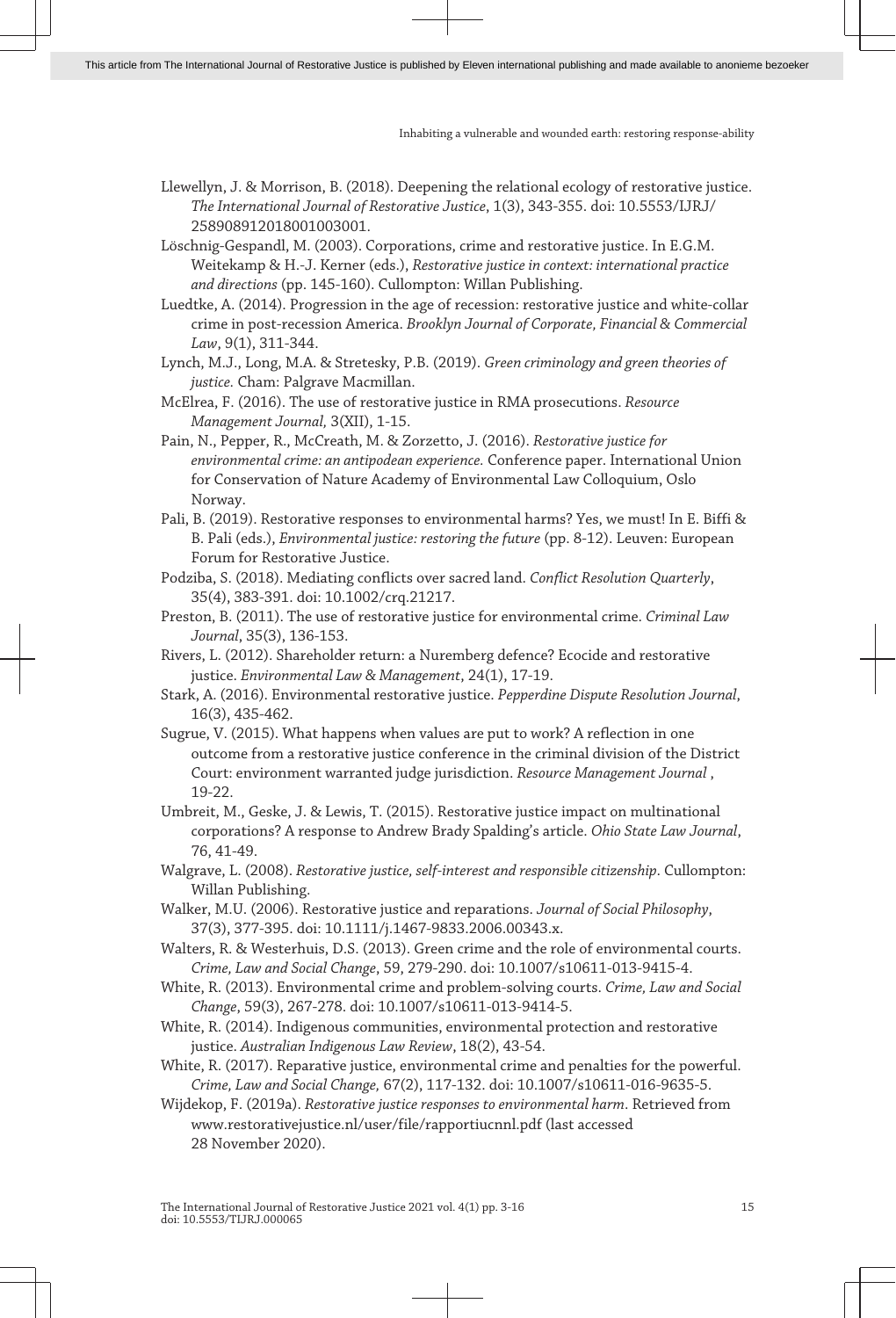Llewellyn, J. & Morrison, B. (2018). Deepening the relational ecology of restorative justice. *The International Journal of Restorative Justice*, 1(3), 343-355. doi: 10.5553/IJRJ/258908912018001003001.

Löschnig-Gespandl, M. (2003). Corporations, crime and restorative justice. In E.G.M. Weitekamp & H.-J. Kerner (eds.), *Restorative justice in context: international practice and directions* (pp. 145-160). Cullompton: Willan Publishing.

Luedtke, A. (2014). Progression in the age of recession: restorative justice and white-collar crime in post-recession America. *Brooklyn Journal of Corporate, Financial & Commercial Law*, 9(1), 311-344.

Lynch, M.J., Long, M.A. & Stretesky, P.B. (2019). *Green criminology and green theories of justice.* Cham: Palgrave Macmillan.

McElrea, F. (2016). The use of restorative justice in RMA prosecutions. *Resource Management Journal,* 3(XII), 1-15.

Pain, N., Pepper, R., McCreath, M. & Zorzetto, J. (2016). *Restorative justice for environmental crime: an antipodean experience.* Conference paper. International Union for Conservation of Nature Academy of Environmental Law Colloquium, Oslo Norway.

Pali, B. (2019). Restorative responses to environmental harms? Yes, we must! In E. Biffi & B. Pali (eds.), *Environmental justice: restoring the future* (pp. 8-12). Leuven: European Forum for Restorative Justice.

Podziba, S. (2018). Mediating conflicts over sacred land. *Conflict Resolution Quarterly*, 35(4), 383-391. doi: 10.1002/crq.21217.

Preston, B. (2011). The use of restorative justice for environmental crime. *Criminal Law Journal*, 35(3), 136-153.

Rivers, L. (2012). Shareholder return: a Nuremberg defence? Ecocide and restorative justice. *Environmental Law & Management*, 24(1), 17-19.

Stark, A. (2016). Environmental restorative justice. *Pepperdine Dispute Resolution Journal*, 16(3), 435-462.

Sugrue, V. (2015). What happens when values are put to work? A reflection in one outcome from a restorative justice conference in the criminal division of the District Court: environment warranted judge jurisdiction. *Resource Management Journal* , 19-22.

Umbreit, M., Geske, J. & Lewis, T. (2015). Restorative justice impact on multinational corporations? A response to Andrew Brady Spalding's article. *Ohio State Law Journal*, 76, 41-49.

Walgrave, L. (2008). *Restorative justice, self-interest and responsible citizenship*. Cullompton: Willan Publishing.

Walker, M.U. (2006). Restorative justice and reparations. *Journal of Social Philosophy*, 37(3), 377-395. doi: 10.1111/j.1467-9833.2006.00343.x.

Walters, R. & Westerhuis, D.S. (2013). Green crime and the role of environmental courts. *Crime, Law and Social Change*, 59, 279-290. doi: 10.1007/s10611-013-9415-4.

White, R. (2013). Environmental crime and problem-solving courts. *Crime, Law and Social Change*, 59(3), 267-278. doi: 10.1007/s10611-013-9414-5.

White, R. (2014). Indigenous communities, environmental protection and restorative justice. *Australian Indigenous Law Review*, 18(2), 43-54.

White, R. (2017). Reparative justice, environmental crime and penalties for the powerful. *Crime, Law and Social Change,* 67(2), 117-132. doi: 10.1007/s10611-016-9635-5.

Wijdekop, F. (2019a). *Restorative justice responses to environmental harm*. Retrieved from www.restorativejustice.nl/user/file/rapportiucnnl.pdf (last accessed 28 November 2020).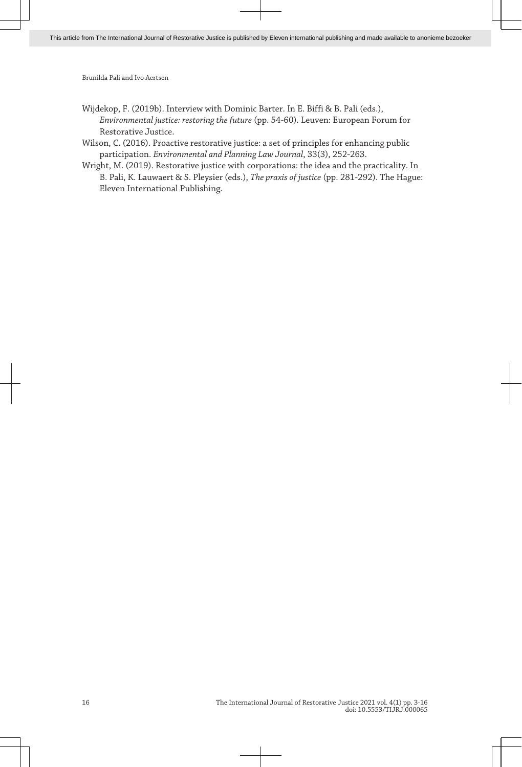Wijdekop, F. (2019b). Interview with Dominic Barter. In E. Biffi & B. Pali (eds.), *Environmental justice: restoring the future* (pp. 54-60). Leuven: European Forum for Restorative Justice.

Wilson, C. (2016). Proactive restorative justice: a set of principles for enhancing public participation. *Environmental and Planning Law Journal*, 33(3), 252-263.

Wright, M. (2019). Restorative justice with corporations: the idea and the practicality. In B. Pali, K. Lauwaert & S. Pleysier (eds.), *The praxis of justice* (pp. 281-292). The Hague: Eleven International Publishing.